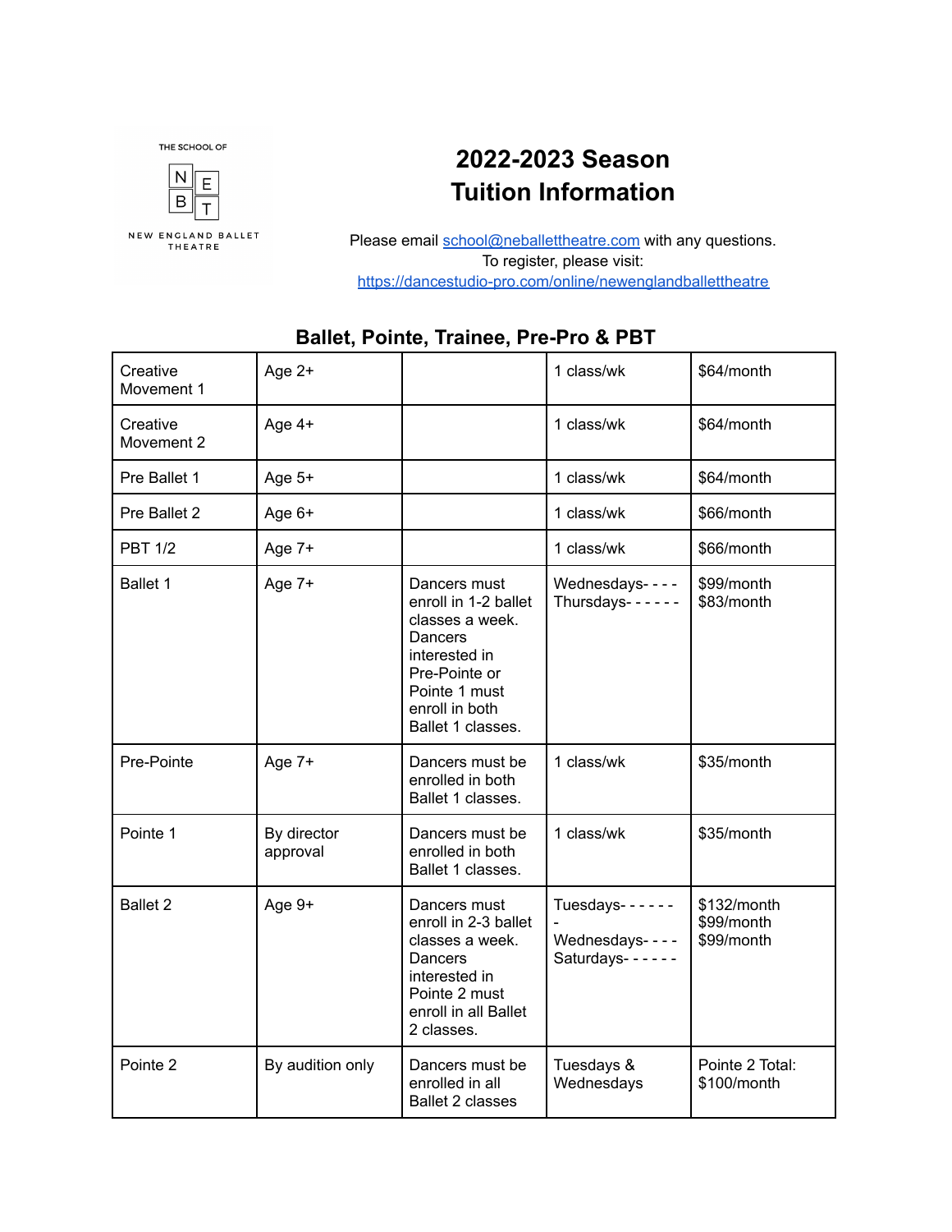THE SCHOOL OF NEBT NEW ENGLAND BALLET THEATRE

# 2022-2023 Season Tuition Information

Please email school@neballettheatre.com with any questions.
To register, please visit:
https://dancestudio-pro.com/online/newenglandballettheatre

## Ballet, Pointe, Trainee, Pre-Pro & PBT

| | | | | |
|---|---|---|---|---|
| Creative Movement 1 | Age 2+ | | 1 class/wk | $64/month |
| Creative Movement 2 | Age 4+ | | 1 class/wk | $64/month |
| Pre Ballet 1 | Age 5+ | | 1 class/wk | $64/month |
| Pre Ballet 2 | Age 6+ | | 1 class/wk | $66/month |
| PBT 1/2 | Age 7+ | | 1 class/wk | $66/month |
| Ballet 1 | Age 7+ | Dancers must enroll in 1-2 ballet classes a week. Dancers interested in Pre-Pointe or Pointe 1 must enroll in both Ballet 1 classes. | Wednesdays- - - -<br>Thursdays- - - - - - | $99/month<br>$83/month |
| Pre-Pointe | Age 7+ | Dancers must be enrolled in both Ballet 1 classes. | 1 class/wk | $35/month |
| Pointe 1 | By director approval | Dancers must be enrolled in both Ballet 1 classes. | 1 class/wk | $35/month |
| Ballet 2 | Age 9+ | Dancers must enroll in 2-3 ballet classes a week. Dancers interested in Pointe 2 must enroll in all Ballet 2 classes. | Tuesdays- - - - - - -<br>Wednesdays- - - -<br>Saturdays- - - - - - | $132/month<br>$99/month<br>$99/month |
| Pointe 2 | By audition only | Dancers must be enrolled in all Ballet 2 classes | Tuesdays & Wednesdays | Pointe 2 Total: $100/month |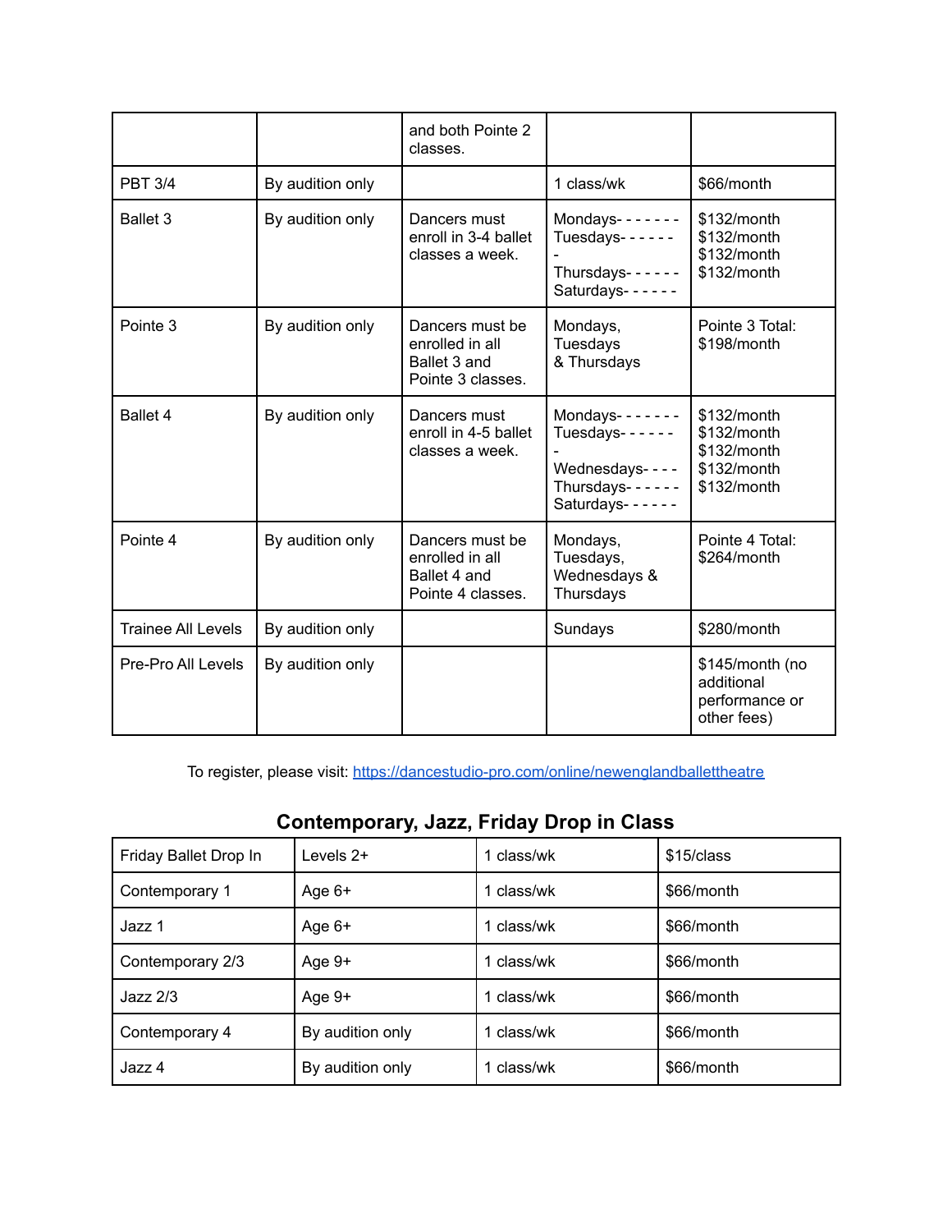| | | and both Pointe 2 classes. | | |
|---|---|---|---|---|
| PBT 3/4 | By audition only | | 1 class/wk | $66/month |
| Ballet 3 | By audition only | Dancers must enroll in 3-4 ballet classes a week. | Mondays- - - - - - -<br>Tuesdays- - - - - -<br>-<br>Thursdays- - - - - -<br>Saturdays- - - - - - | $132/month<br>$132/month<br>$132/month<br>$132/month |
| Pointe 3 | By audition only | Dancers must be enrolled in all Ballet 3 and Pointe 3 classes. | Mondays, Tuesdays & Thursdays | Pointe 3 Total: $198/month |
| Ballet 4 | By audition only | Dancers must enroll in 4-5 ballet classes a week. | Mondays- - - - - - -<br>Tuesdays- - - - - -<br>-<br>Wednesdays- - - -<br>Thursdays- - - - - -<br>Saturdays- - - - - - | $132/month<br>$132/month<br>$132/month<br>$132/month<br>$132/month |
| Pointe 4 | By audition only | Dancers must be enrolled in all Ballet 4 and Pointe 4 classes. | Mondays, Tuesdays, Wednesdays & Thursdays | Pointe 4 Total: $264/month |
| Trainee All Levels | By audition only | | Sundays | $280/month |
| Pre-Pro All Levels | By audition only | | | $145/month (no additional performance or other fees) |

To register, please visit: https://dancestudio-pro.com/online/newenglandballettheatre

## Contemporary, Jazz, Friday Drop in Class

| Friday Ballet Drop In | Levels 2+ | 1 class/wk | $15/class |
|---|---|---|---|
| Contemporary 1 | Age 6+ | 1 class/wk | $66/month |
| Jazz 1 | Age 6+ | 1 class/wk | $66/month |
| Contemporary 2/3 | Age 9+ | 1 class/wk | $66/month |
| Jazz 2/3 | Age 9+ | 1 class/wk | $66/month |
| Contemporary 4 | By audition only | 1 class/wk | $66/month |
| Jazz 4 | By audition only | 1 class/wk | $66/month |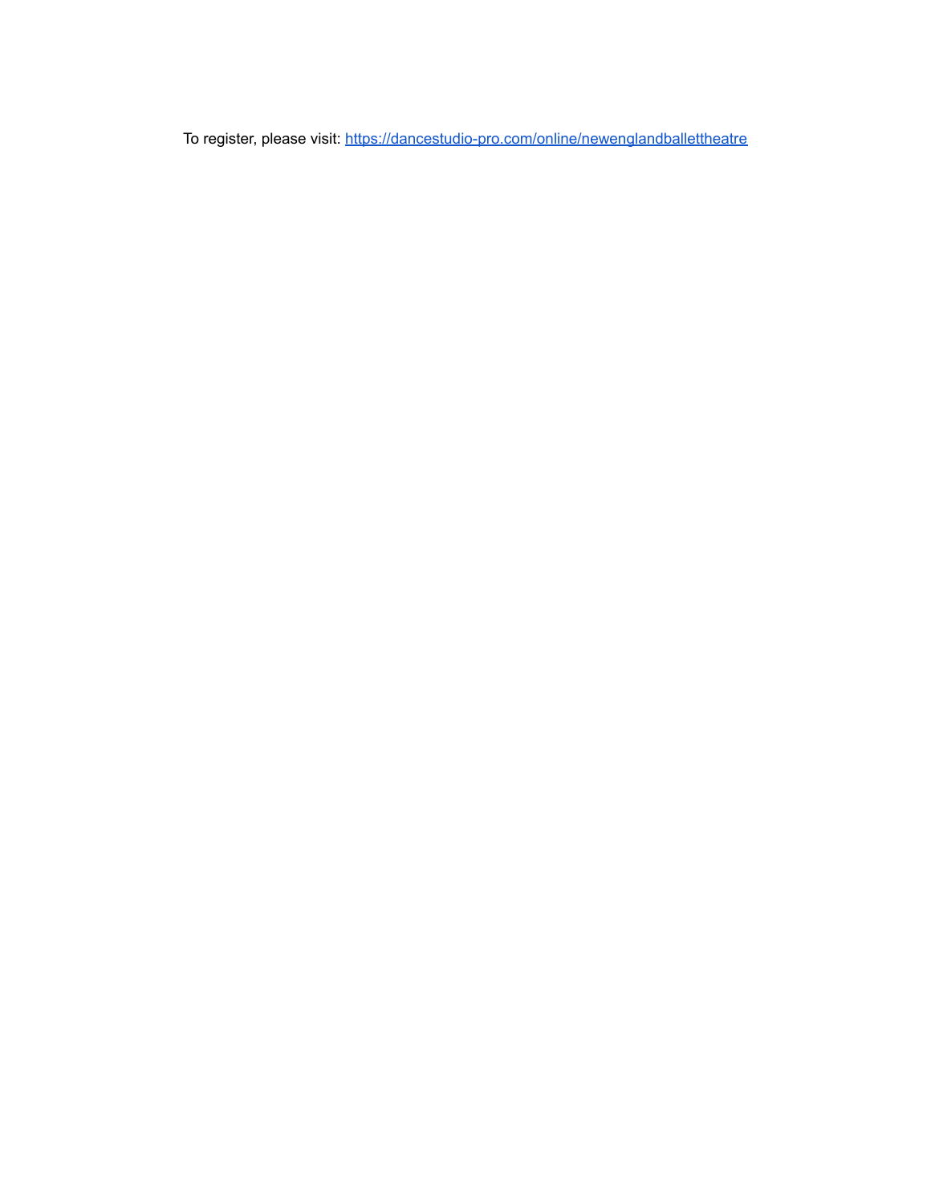To register, please visit: [https://dancestudio-pro.com/online/newenglandballettheatre](https://dancestudio-pro.com/online/newenglandballettheatre)